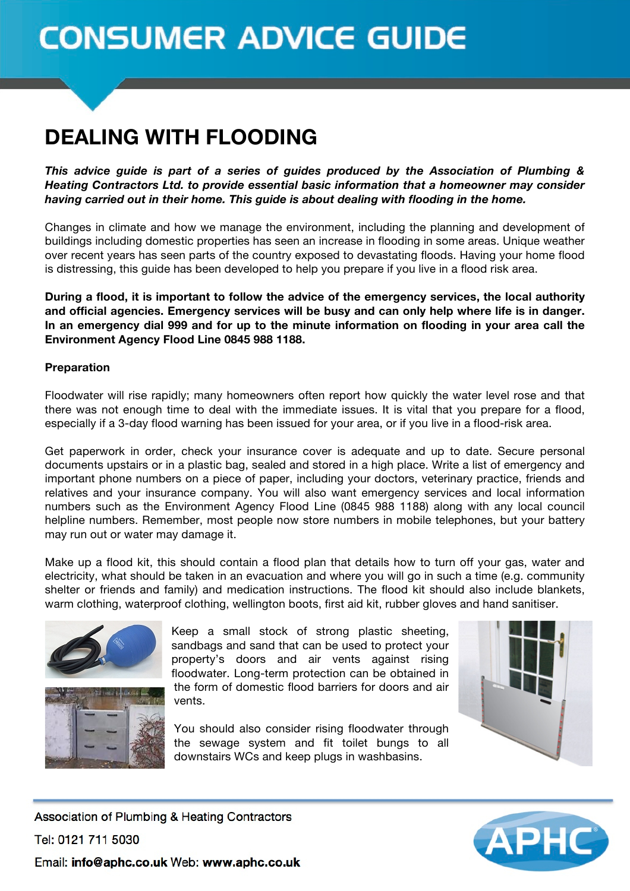# CONSUMER ADVICE GUIDE

## DEALING WITH FLOODING

***This advice guide is part of a series of guides produced by the Association of Plumbing & Heating Contractors Ltd. to provide essential basic information that a homeowner may consider having carried out in their home. This guide is about dealing with flooding in the home.***

Changes in climate and how we manage the environment, including the planning and development of buildings including domestic properties has seen an increase in flooding in some areas. Unique weather over recent years has seen parts of the country exposed to devastating floods. Having your home flood is distressing, this guide has been developed to help you prepare if you live in a flood risk area.

**During a flood, it is important to follow the advice of the emergency services, the local authority and official agencies. Emergency services will be busy and can only help where life is in danger. In an emergency dial 999 and for up to the minute information on flooding in your area call the Environment Agency Flood Line 0845 988 1188.**

### Preparation

Floodwater will rise rapidly; many homeowners often report how quickly the water level rose and that there was not enough time to deal with the immediate issues. It is vital that you prepare for a flood, especially if a 3-day flood warning has been issued for your area, or if you live in a flood-risk area.

Get paperwork in order, check your insurance cover is adequate and up to date. Secure personal documents upstairs or in a plastic bag, sealed and stored in a high place. Write a list of emergency and important phone numbers on a piece of paper, including your doctors, veterinary practice, friends and relatives and your insurance company. You will also want emergency services and local information numbers such as the Environment Agency Flood Line (0845 988 1188) along with any local council helpline numbers. Remember, most people now store numbers in mobile telephones, but your battery may run out or water may damage it.

Make up a flood kit, this should contain a flood plan that details how to turn off your gas, water and electricity, what should be taken in an evacuation and where you will go in such a time (e.g. community shelter or friends and family) and medication instructions. The flood kit should also include blankets, warm clothing, waterproof clothing, wellington boots, first aid kit, rubber gloves and hand sanitiser.

Keep a small stock of strong plastic sheeting, sandbags and sand that can be used to protect your property's doors and air vents against rising floodwater. Long-term protection can be obtained in the form of domestic flood barriers for doors and air vents.

You should also consider rising floodwater through the sewage system and fit toilet bungs to all downstairs WCs and keep plugs in washbasins.

Association of Plumbing & Heating Contractors
Tel: 0121 711 5030
Email: **info@aphc.co.uk** Web: **www.aphc.co.uk**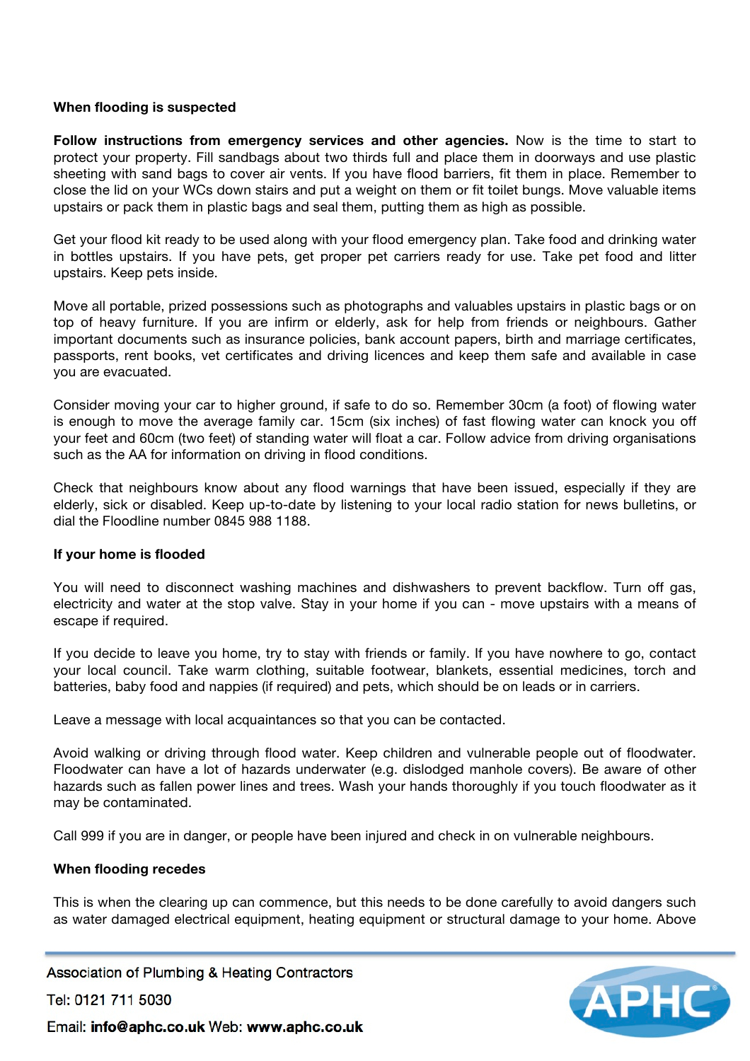**When flooding is suspected**

**Follow instructions from emergency services and other agencies.** Now is the time to start to protect your property. Fill sandbags about two thirds full and place them in doorways and use plastic sheeting with sand bags to cover air vents. If you have flood barriers, fit them in place. Remember to close the lid on your WCs down stairs and put a weight on them or fit toilet bungs. Move valuable items upstairs or pack them in plastic bags and seal them, putting them as high as possible.

Get your flood kit ready to be used along with your flood emergency plan. Take food and drinking water in bottles upstairs. If you have pets, get proper pet carriers ready for use. Take pet food and litter upstairs. Keep pets inside.

Move all portable, prized possessions such as photographs and valuables upstairs in plastic bags or on top of heavy furniture. If you are infirm or elderly, ask for help from friends or neighbours. Gather important documents such as insurance policies, bank account papers, birth and marriage certificates, passports, rent books, vet certificates and driving licences and keep them safe and available in case you are evacuated.

Consider moving your car to higher ground, if safe to do so. Remember 30cm (a foot) of flowing water is enough to move the average family car. 15cm (six inches) of fast flowing water can knock you off your feet and 60cm (two feet) of standing water will float a car. Follow advice from driving organisations such as the AA for information on driving in flood conditions.

Check that neighbours know about any flood warnings that have been issued, especially if they are elderly, sick or disabled. Keep up-to-date by listening to your local radio station for news bulletins, or dial the Floodline number 0845 988 1188.

**If your home is flooded**

You will need to disconnect washing machines and dishwashers to prevent backflow. Turn off gas, electricity and water at the stop valve. Stay in your home if you can - move upstairs with a means of escape if required.

If you decide to leave you home, try to stay with friends or family. If you have nowhere to go, contact your local council. Take warm clothing, suitable footwear, blankets, essential medicines, torch and batteries, baby food and nappies (if required) and pets, which should be on leads or in carriers.

Leave a message with local acquaintances so that you can be contacted.

Avoid walking or driving through flood water. Keep children and vulnerable people out of floodwater. Floodwater can have a lot of hazards underwater (e.g. dislodged manhole covers). Be aware of other hazards such as fallen power lines and trees. Wash your hands thoroughly if you touch floodwater as it may be contaminated.

Call 999 if you are in danger, or people have been injured and check in on vulnerable neighbours.

**When flooding recedes**

This is when the clearing up can commence, but this needs to be done carefully to avoid dangers such as water damaged electrical equipment, heating equipment or structural damage to your home. Above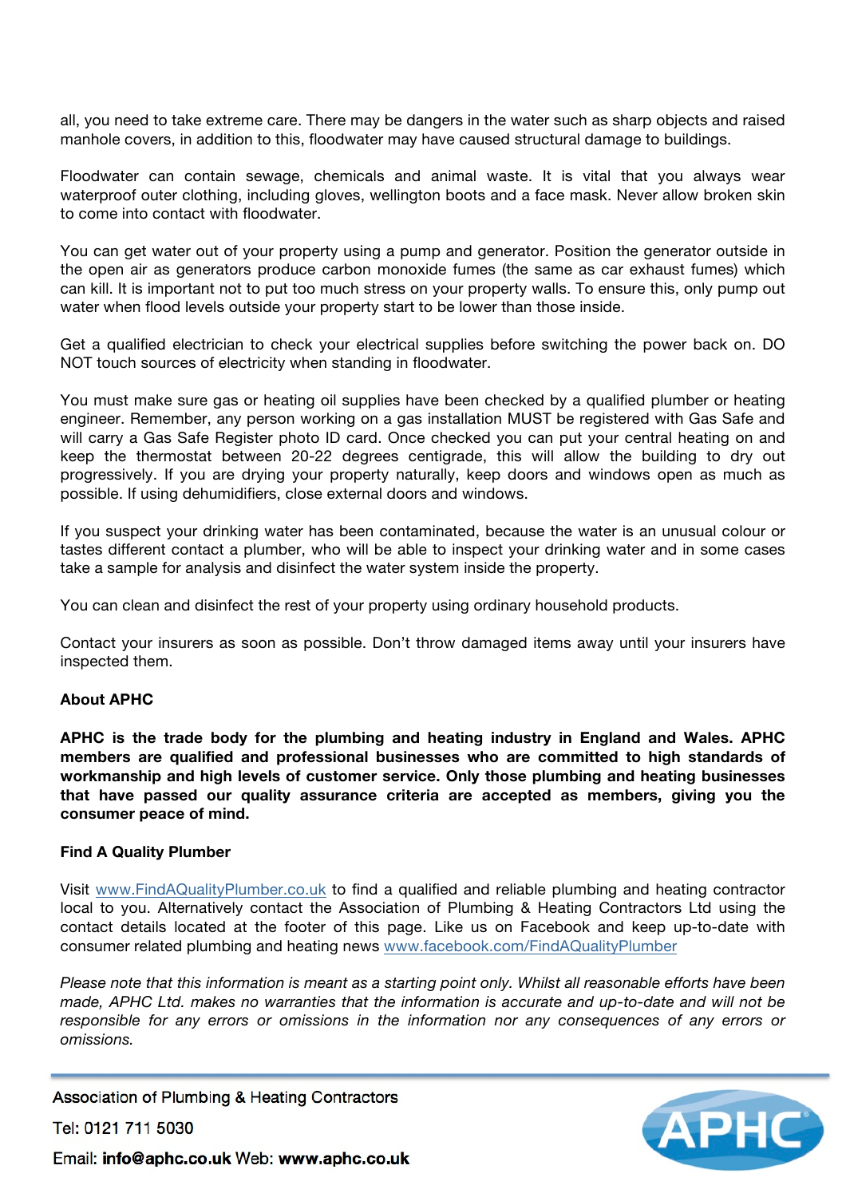all, you need to take extreme care. There may be dangers in the water such as sharp objects and raised manhole covers, in addition to this, floodwater may have caused structural damage to buildings.

Floodwater can contain sewage, chemicals and animal waste. It is vital that you always wear waterproof outer clothing, including gloves, wellington boots and a face mask. Never allow broken skin to come into contact with floodwater.

You can get water out of your property using a pump and generator. Position the generator outside in the open air as generators produce carbon monoxide fumes (the same as car exhaust fumes) which can kill. It is important not to put too much stress on your property walls. To ensure this, only pump out water when flood levels outside your property start to be lower than those inside.

Get a qualified electrician to check your electrical supplies before switching the power back on. DO NOT touch sources of electricity when standing in floodwater.

You must make sure gas or heating oil supplies have been checked by a qualified plumber or heating engineer. Remember, any person working on a gas installation MUST be registered with Gas Safe and will carry a Gas Safe Register photo ID card. Once checked you can put your central heating on and keep the thermostat between 20-22 degrees centigrade, this will allow the building to dry out progressively. If you are drying your property naturally, keep doors and windows open as much as possible. If using dehumidifiers, close external doors and windows.

If you suspect your drinking water has been contaminated, because the water is an unusual colour or tastes different contact a plumber, who will be able to inspect your drinking water and in some cases take a sample for analysis and disinfect the water system inside the property.

You can clean and disinfect the rest of your property using ordinary household products.

Contact your insurers as soon as possible. Don't throw damaged items away until your insurers have inspected them.

**About APHC**

**APHC is the trade body for the plumbing and heating industry in England and Wales. APHC members are qualified and professional businesses who are committed to high standards of workmanship and high levels of customer service. Only those plumbing and heating businesses that have passed our quality assurance criteria are accepted as members, giving you the consumer peace of mind.**

**Find A Quality Plumber**

Visit www.FindAQualityPlumber.co.uk to find a qualified and reliable plumbing and heating contractor local to you. Alternatively contact the Association of Plumbing & Heating Contractors Ltd using the contact details located at the footer of this page. Like us on Facebook and keep up-to-date with consumer related plumbing and heating news www.facebook.com/FindAQualityPlumber

*Please note that this information is meant as a starting point only. Whilst all reasonable efforts have been made, APHC Ltd. makes no warranties that the information is accurate and up-to-date and will not be responsible for any errors or omissions in the information nor any consequences of any errors or omissions.*

Association of Plumbing & Heating Contractors

Tel: 0121 711 5030

Email: **info@aphc.co.uk** Web: **www.aphc.co.uk**